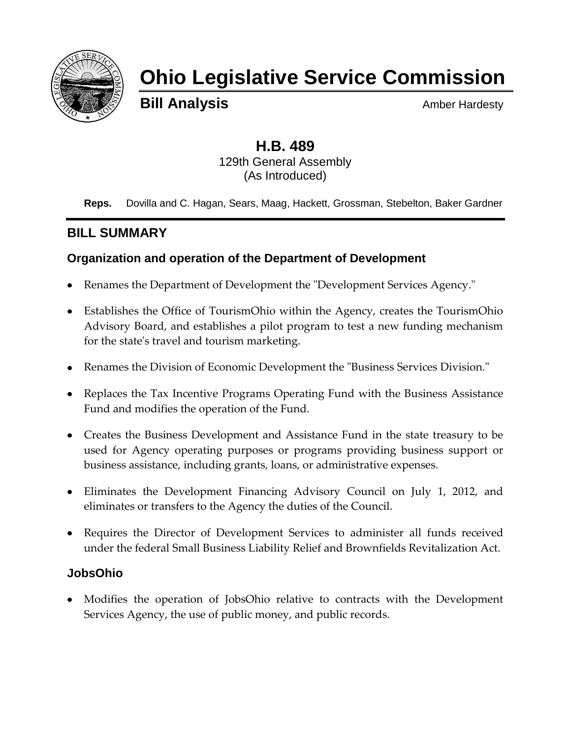# Ohio Legislative Service Commission

**Bill Analysis** Amber Hardesty

## H.B. 489

129th General Assembly
(As Introduced)

**Reps.** Dovilla and C. Hagan, Sears, Maag, Hackett, Grossman, Stebelton, Baker Gardner

## BILL SUMMARY

### Organization and operation of the Department of Development

- Renames the Department of Development the "Development Services Agency."
- Establishes the Office of TourismOhio within the Agency, creates the TourismOhio Advisory Board, and establishes a pilot program to test a new funding mechanism for the state's travel and tourism marketing.
- Renames the Division of Economic Development the "Business Services Division."
- Replaces the Tax Incentive Programs Operating Fund with the Business Assistance Fund and modifies the operation of the Fund.
- Creates the Business Development and Assistance Fund in the state treasury to be used for Agency operating purposes or programs providing business support or business assistance, including grants, loans, or administrative expenses.
- Eliminates the Development Financing Advisory Council on July 1, 2012, and eliminates or transfers to the Agency the duties of the Council.
- Requires the Director of Development Services to administer all funds received under the federal Small Business Liability Relief and Brownfields Revitalization Act.

### JobsOhio

- Modifies the operation of JobsOhio relative to contracts with the Development Services Agency, the use of public money, and public records.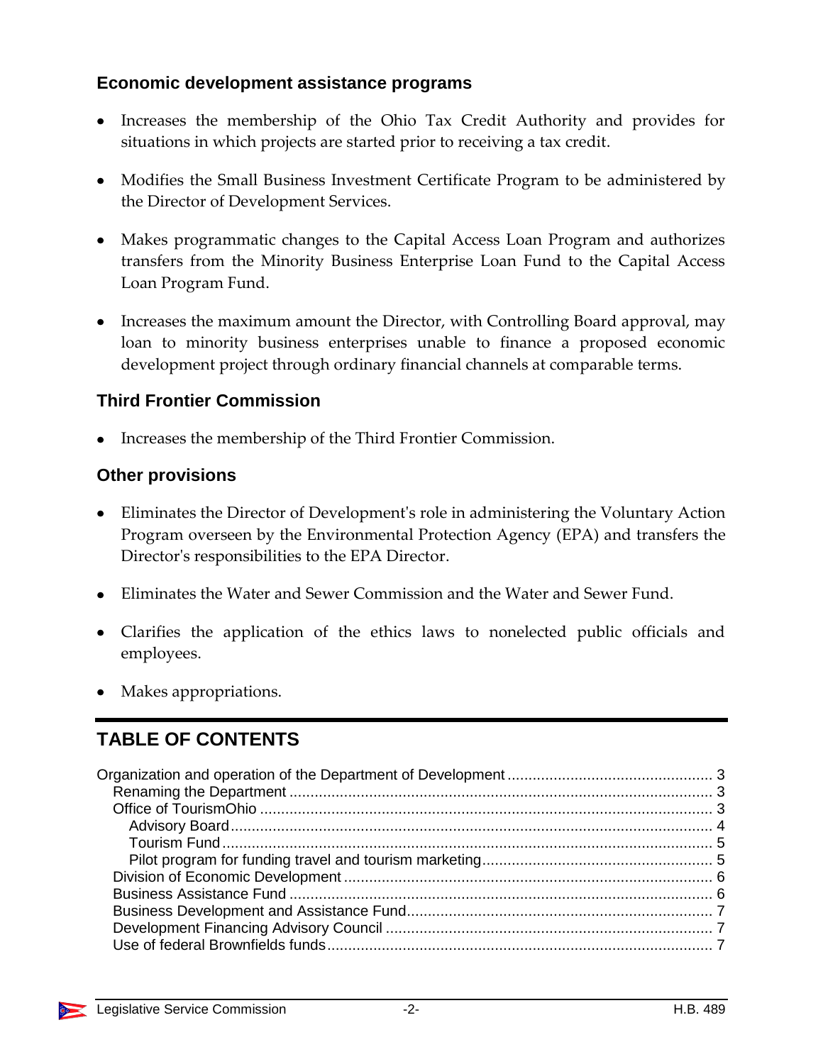## Economic development assistance programs

- Increases the membership of the Ohio Tax Credit Authority and provides for situations in which projects are started prior to receiving a tax credit.
- Modifies the Small Business Investment Certificate Program to be administered by the Director of Development Services.
- Makes programmatic changes to the Capital Access Loan Program and authorizes transfers from the Minority Business Enterprise Loan Fund to the Capital Access Loan Program Fund.
- Increases the maximum amount the Director, with Controlling Board approval, may loan to minority business enterprises unable to finance a proposed economic development project through ordinary financial channels at comparable terms.

## Third Frontier Commission

- Increases the membership of the Third Frontier Commission.

## Other provisions

- Eliminates the Director of Development's role in administering the Voluntary Action Program overseen by the Environmental Protection Agency (EPA) and transfers the Director's responsibilities to the EPA Director.
- Eliminates the Water and Sewer Commission and the Water and Sewer Fund.
- Clarifies the application of the ethics laws to nonelected public officials and employees.
- Makes appropriations.

# TABLE OF CONTENTS

Organization and operation of the Department of Development ........ 3
- Renaming the Department ........ 3
- Office of TourismOhio ........ 3
  - Advisory Board ........ 4
  - Tourism Fund ........ 5
  - Pilot program for funding travel and tourism marketing ........ 5
- Division of Economic Development ........ 6
- Business Assistance Fund ........ 6
- Business Development and Assistance Fund ........ 7
- Development Financing Advisory Council ........ 7
- Use of federal Brownfields funds ........ 7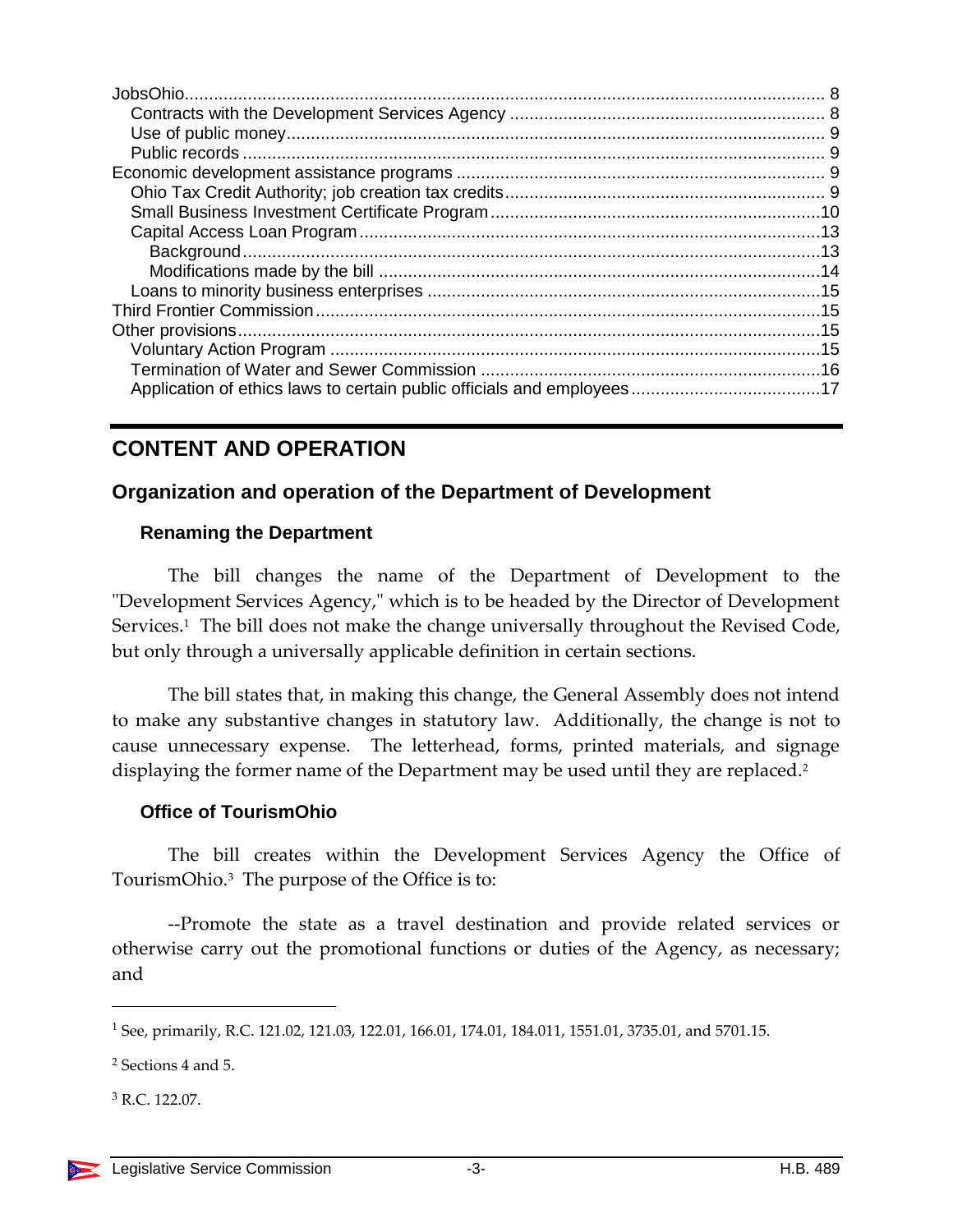JobsOhio ..... 8
- Contracts with the Development Services Agency ..... 8
- Use of public money ..... 9
- Public records ..... 9

Economic development assistance programs ..... 9
- Ohio Tax Credit Authority; job creation tax credits ..... 9
- Small Business Investment Certificate Program ..... 10
- Capital Access Loan Program ..... 13
  - Background ..... 13
  - Modifications made by the bill ..... 14
- Loans to minority business enterprises ..... 15

Third Frontier Commission ..... 15

Other provisions ..... 15
- Voluntary Action Program ..... 15
- Termination of Water and Sewer Commission ..... 16
- Application of ethics laws to certain public officials and employees ..... 17

---

## CONTENT AND OPERATION

### Organization and operation of the Department of Development

#### Renaming the Department

The bill changes the name of the Department of Development to the "Development Services Agency," which is to be headed by the Director of Development Services.[1] The bill does not make the change universally throughout the Revised Code, but only through a universally applicable definition in certain sections.

The bill states that, in making this change, the General Assembly does not intend to make any substantive changes in statutory law. Additionally, the change is not to cause unnecessary expense. The letterhead, forms, printed materials, and signage displaying the former name of the Department may be used until they are replaced.[2]

#### Office of TourismOhio

The bill creates within the Development Services Agency the Office of TourismOhio.[3] The purpose of the Office is to:

--Promote the state as a travel destination and provide related services or otherwise carry out the promotional functions or duties of the Agency, as necessary; and

---

[1] See, primarily, R.C. 121.02, 121.03, 122.01, 166.01, 174.01, 184.011, 1551.01, 3735.01, and 5701.15.

[2] Sections 4 and 5.

[3] R.C. 122.07.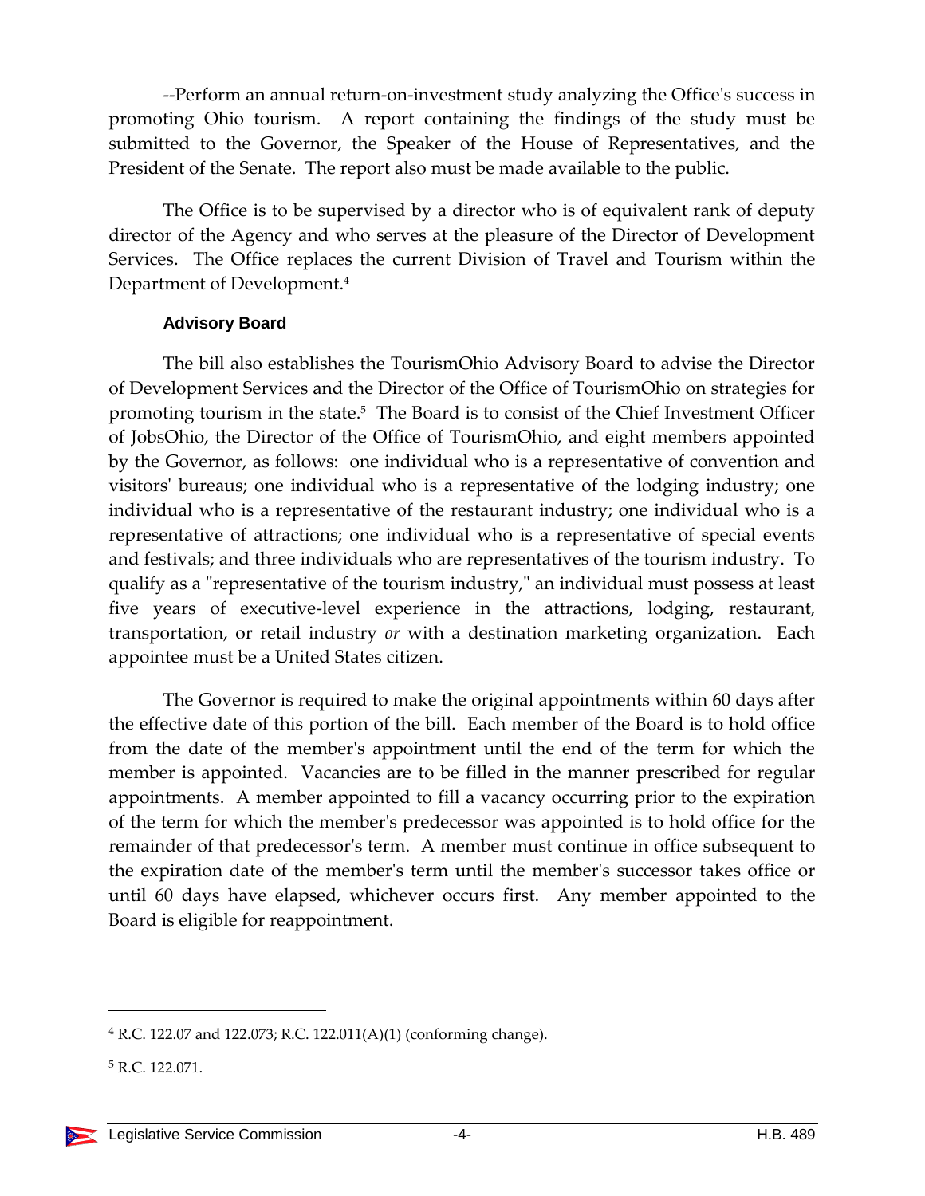--Perform an annual return-on-investment study analyzing the Office's success in promoting Ohio tourism. A report containing the findings of the study must be submitted to the Governor, the Speaker of the House of Representatives, and the President of the Senate. The report also must be made available to the public.

The Office is to be supervised by a director who is of equivalent rank of deputy director of the Agency and who serves at the pleasure of the Director of Development Services. The Office replaces the current Division of Travel and Tourism within the Department of Development.[4]

### Advisory Board

The bill also establishes the TourismOhio Advisory Board to advise the Director of Development Services and the Director of the Office of TourismOhio on strategies for promoting tourism in the state.[5] The Board is to consist of the Chief Investment Officer of JobsOhio, the Director of the Office of TourismOhio, and eight members appointed by the Governor, as follows: one individual who is a representative of convention and visitors' bureaus; one individual who is a representative of the lodging industry; one individual who is a representative of the restaurant industry; one individual who is a representative of attractions; one individual who is a representative of special events and festivals; and three individuals who are representatives of the tourism industry. To qualify as a "representative of the tourism industry," an individual must possess at least five years of executive-level experience in the attractions, lodging, restaurant, transportation, or retail industry *or* with a destination marketing organization. Each appointee must be a United States citizen.

The Governor is required to make the original appointments within 60 days after the effective date of this portion of the bill. Each member of the Board is to hold office from the date of the member's appointment until the end of the term for which the member is appointed. Vacancies are to be filled in the manner prescribed for regular appointments. A member appointed to fill a vacancy occurring prior to the expiration of the term for which the member's predecessor was appointed is to hold office for the remainder of that predecessor's term. A member must continue in office subsequent to the expiration date of the member's term until the member's successor takes office or until 60 days have elapsed, whichever occurs first. Any member appointed to the Board is eligible for reappointment.

---

[4] R.C. 122.07 and 122.073; R.C. 122.011(A)(1) (conforming change).

[5] R.C. 122.071.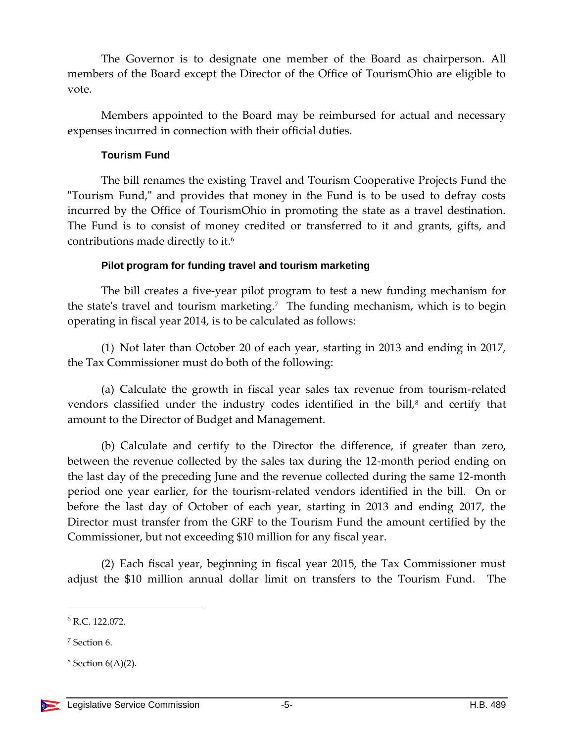The Governor is to designate one member of the Board as chairperson. All members of the Board except the Director of the Office of TourismOhio are eligible to vote.

Members appointed to the Board may be reimbursed for actual and necessary expenses incurred in connection with their official duties.

### Tourism Fund

The bill renames the existing Travel and Tourism Cooperative Projects Fund the "Tourism Fund," and provides that money in the Fund is to be used to defray costs incurred by the Office of TourismOhio in promoting the state as a travel destination. The Fund is to consist of money credited or transferred to it and grants, gifts, and contributions made directly to it.[6]

### Pilot program for funding travel and tourism marketing

The bill creates a five-year pilot program to test a new funding mechanism for the state's travel and tourism marketing.[7] The funding mechanism, which is to begin operating in fiscal year 2014, is to be calculated as follows:

(1) Not later than October 20 of each year, starting in 2013 and ending in 2017, the Tax Commissioner must do both of the following:

(a) Calculate the growth in fiscal year sales tax revenue from tourism-related vendors classified under the industry codes identified in the bill,[8] and certify that amount to the Director of Budget and Management.

(b) Calculate and certify to the Director the difference, if greater than zero, between the revenue collected by the sales tax during the 12-month period ending on the last day of the preceding June and the revenue collected during the same 12-month period one year earlier, for the tourism-related vendors identified in the bill. On or before the last day of October of each year, starting in 2013 and ending 2017, the Director must transfer from the GRF to the Tourism Fund the amount certified by the Commissioner, but not exceeding $10 million for any fiscal year.

(2) Each fiscal year, beginning in fiscal year 2015, the Tax Commissioner must adjust the $10 million annual dollar limit on transfers to the Tourism Fund. The

---

[6] R.C. 122.072.

[7] Section 6.

[8] Section 6(A)(2).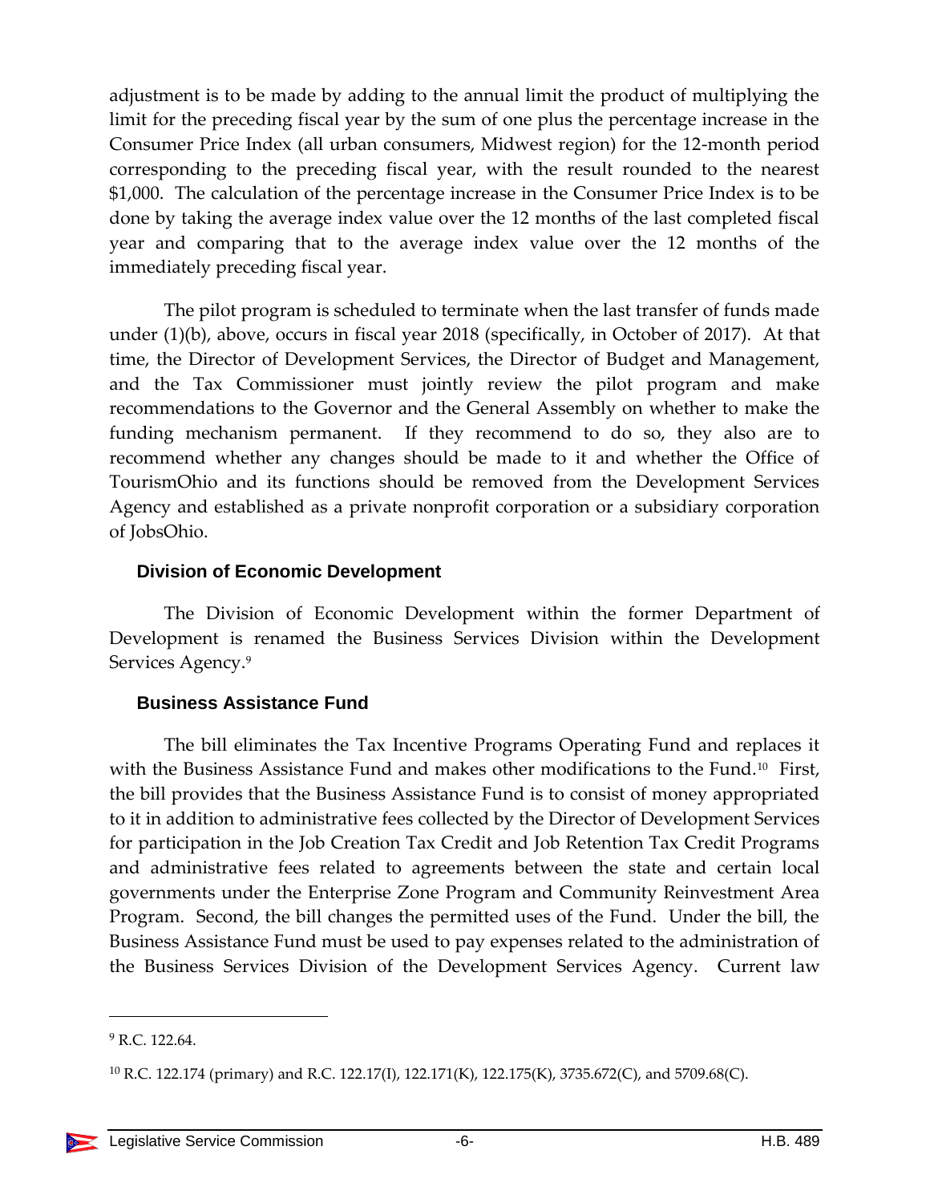adjustment is to be made by adding to the annual limit the product of multiplying the limit for the preceding fiscal year by the sum of one plus the percentage increase in the Consumer Price Index (all urban consumers, Midwest region) for the 12-month period corresponding to the preceding fiscal year, with the result rounded to the nearest $1,000. The calculation of the percentage increase in the Consumer Price Index is to be done by taking the average index value over the 12 months of the last completed fiscal year and comparing that to the average index value over the 12 months of the immediately preceding fiscal year.

The pilot program is scheduled to terminate when the last transfer of funds made under (1)(b), above, occurs in fiscal year 2018 (specifically, in October of 2017). At that time, the Director of Development Services, the Director of Budget and Management, and the Tax Commissioner must jointly review the pilot program and make recommendations to the Governor and the General Assembly on whether to make the funding mechanism permanent. If they recommend to do so, they also are to recommend whether any changes should be made to it and whether the Office of TourismOhio and its functions should be removed from the Development Services Agency and established as a private nonprofit corporation or a subsidiary corporation of JobsOhio.

### Division of Economic Development

The Division of Economic Development within the former Department of Development is renamed the Business Services Division within the Development Services Agency.[9]

### Business Assistance Fund

The bill eliminates the Tax Incentive Programs Operating Fund and replaces it with the Business Assistance Fund and makes other modifications to the Fund.[10] First, the bill provides that the Business Assistance Fund is to consist of money appropriated to it in addition to administrative fees collected by the Director of Development Services for participation in the Job Creation Tax Credit and Job Retention Tax Credit Programs and administrative fees related to agreements between the state and certain local governments under the Enterprise Zone Program and Community Reinvestment Area Program. Second, the bill changes the permitted uses of the Fund. Under the bill, the Business Assistance Fund must be used to pay expenses related to the administration of the Business Services Division of the Development Services Agency. Current law

---

[9] R.C. 122.64.

[10] R.C. 122.174 (primary) and R.C. 122.17(I), 122.171(K), 122.175(K), 3735.672(C), and 5709.68(C).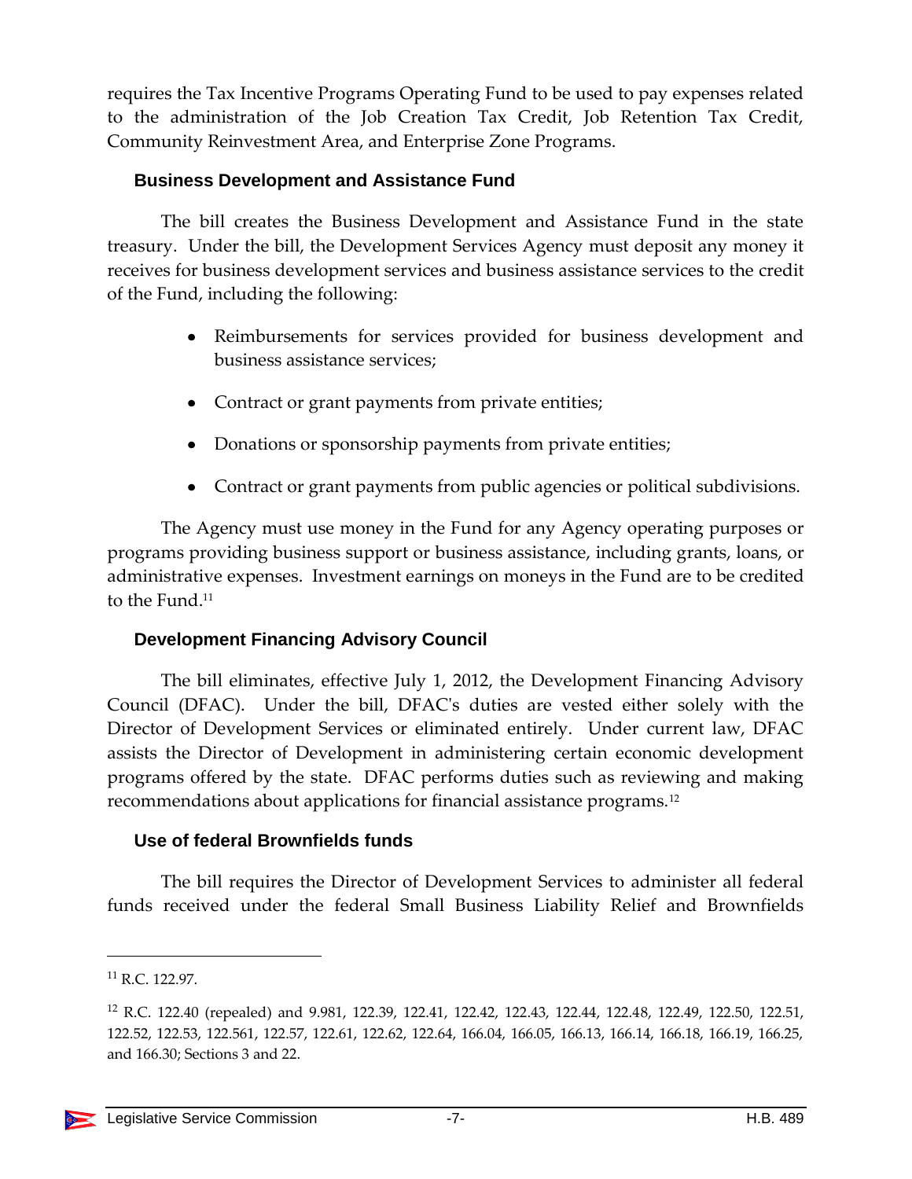requires the Tax Incentive Programs Operating Fund to be used to pay expenses related to the administration of the Job Creation Tax Credit, Job Retention Tax Credit, Community Reinvestment Area, and Enterprise Zone Programs.

### Business Development and Assistance Fund

The bill creates the Business Development and Assistance Fund in the state treasury. Under the bill, the Development Services Agency must deposit any money it receives for business development services and business assistance services to the credit of the Fund, including the following:

- Reimbursements for services provided for business development and business assistance services;
- Contract or grant payments from private entities;
- Donations or sponsorship payments from private entities;
- Contract or grant payments from public agencies or political subdivisions.

The Agency must use money in the Fund for any Agency operating purposes or programs providing business support or business assistance, including grants, loans, or administrative expenses. Investment earnings on moneys in the Fund are to be credited to the Fund.[11]

### Development Financing Advisory Council

The bill eliminates, effective July 1, 2012, the Development Financing Advisory Council (DFAC). Under the bill, DFAC's duties are vested either solely with the Director of Development Services or eliminated entirely. Under current law, DFAC assists the Director of Development in administering certain economic development programs offered by the state. DFAC performs duties such as reviewing and making recommendations about applications for financial assistance programs.[12]

### Use of federal Brownfields funds

The bill requires the Director of Development Services to administer all federal funds received under the federal Small Business Liability Relief and Brownfields

---

[11] R.C. 122.97.

[12] R.C. 122.40 (repealed) and 9.981, 122.39, 122.41, 122.42, 122.43, 122.44, 122.48, 122.49, 122.50, 122.51, 122.52, 122.53, 122.561, 122.57, 122.61, 122.62, 122.64, 166.04, 166.05, 166.13, 166.14, 166.18, 166.19, 166.25, and 166.30; Sections 3 and 22.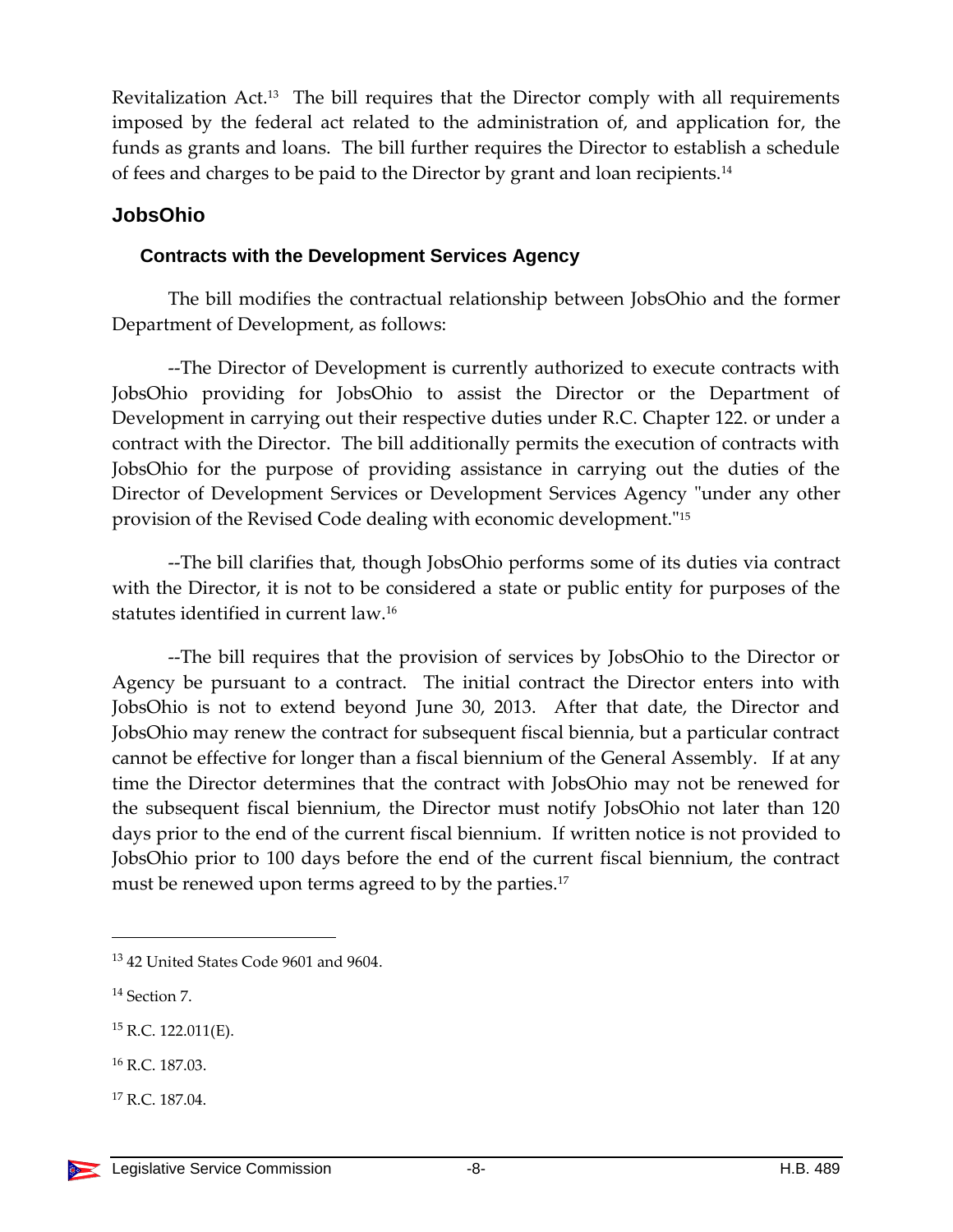Revitalization Act.[13] The bill requires that the Director comply with all requirements imposed by the federal act related to the administration of, and application for, the funds as grants and loans. The bill further requires the Director to establish a schedule of fees and charges to be paid to the Director by grant and loan recipients.[14]

## JobsOhio

### Contracts with the Development Services Agency

The bill modifies the contractual relationship between JobsOhio and the former Department of Development, as follows:

--The Director of Development is currently authorized to execute contracts with JobsOhio providing for JobsOhio to assist the Director or the Department of Development in carrying out their respective duties under R.C. Chapter 122. or under a contract with the Director. The bill additionally permits the execution of contracts with JobsOhio for the purpose of providing assistance in carrying out the duties of the Director of Development Services or Development Services Agency "under any other provision of the Revised Code dealing with economic development."[15]

--The bill clarifies that, though JobsOhio performs some of its duties via contract with the Director, it is not to be considered a state or public entity for purposes of the statutes identified in current law.[16]

--The bill requires that the provision of services by JobsOhio to the Director or Agency be pursuant to a contract. The initial contract the Director enters into with JobsOhio is not to extend beyond June 30, 2013. After that date, the Director and JobsOhio may renew the contract for subsequent fiscal biennia, but a particular contract cannot be effective for longer than a fiscal biennium of the General Assembly. If at any time the Director determines that the contract with JobsOhio may not be renewed for the subsequent fiscal biennium, the Director must notify JobsOhio not later than 120 days prior to the end of the current fiscal biennium. If written notice is not provided to JobsOhio prior to 100 days before the end of the current fiscal biennium, the contract must be renewed upon terms agreed to by the parties.[17]

---

[13] 42 United States Code 9601 and 9604.

[14] Section 7.

[15] R.C. 122.011(E).

[16] R.C. 187.03.

[17] R.C. 187.04.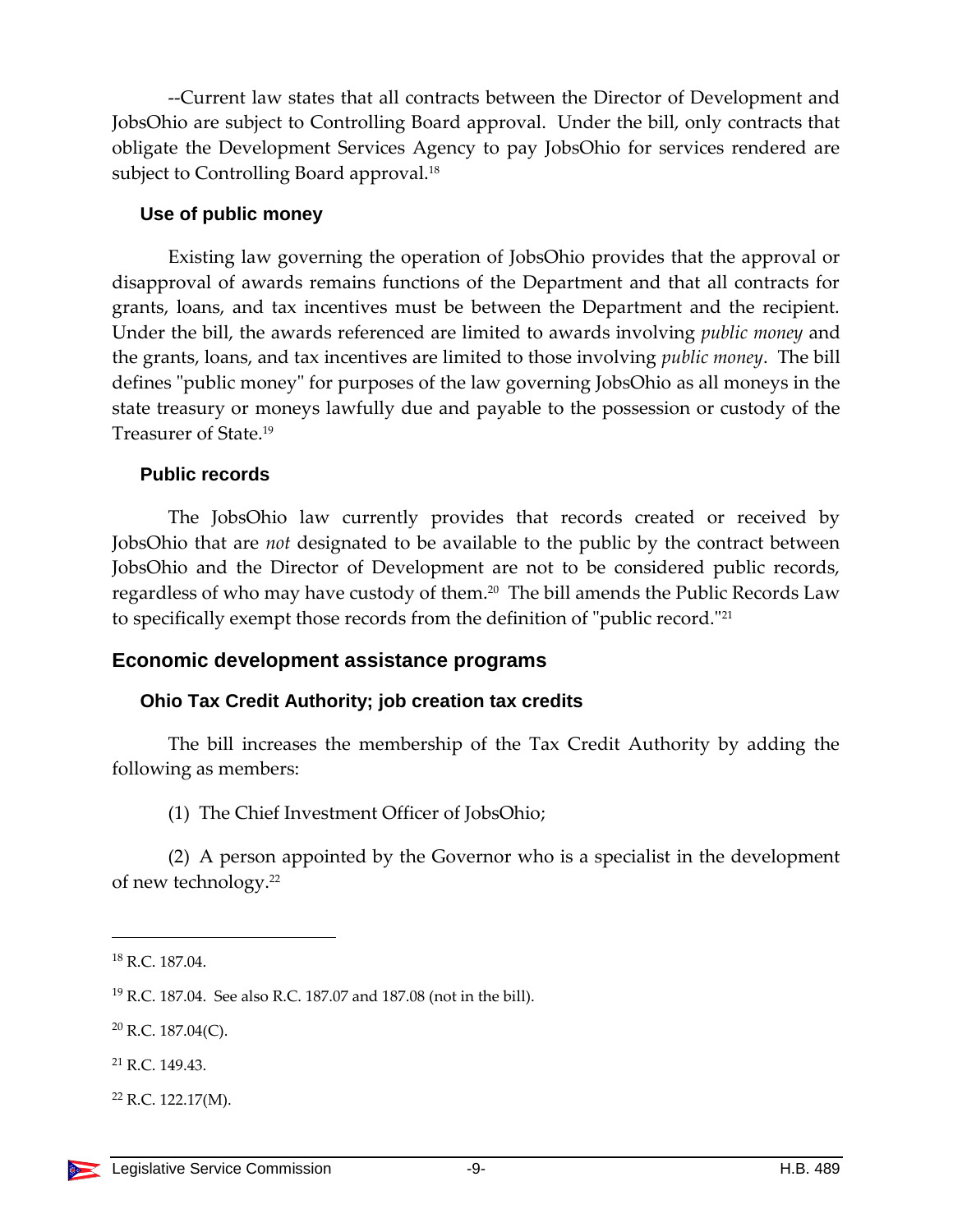--Current law states that all contracts between the Director of Development and JobsOhio are subject to Controlling Board approval. Under the bill, only contracts that obligate the Development Services Agency to pay JobsOhio for services rendered are subject to Controlling Board approval.[18]

### Use of public money

Existing law governing the operation of JobsOhio provides that the approval or disapproval of awards remains functions of the Department and that all contracts for grants, loans, and tax incentives must be between the Department and the recipient. Under the bill, the awards referenced are limited to awards involving *public money* and the grants, loans, and tax incentives are limited to those involving *public money*. The bill defines "public money" for purposes of the law governing JobsOhio as all moneys in the state treasury or moneys lawfully due and payable to the possession or custody of the Treasurer of State.[19]

### Public records

The JobsOhio law currently provides that records created or received by JobsOhio that are *not* designated to be available to the public by the contract between JobsOhio and the Director of Development are not to be considered public records, regardless of who may have custody of them.[20] The bill amends the Public Records Law to specifically exempt those records from the definition of "public record."[21]

## Economic development assistance programs

### Ohio Tax Credit Authority; job creation tax credits

The bill increases the membership of the Tax Credit Authority by adding the following as members:

(1) The Chief Investment Officer of JobsOhio;

(2) A person appointed by the Governor who is a specialist in the development of new technology.[22]

---

[18] R.C. 187.04.

[19] R.C. 187.04. See also R.C. 187.07 and 187.08 (not in the bill).

[20] R.C. 187.04(C).

[21] R.C. 149.43.

[22] R.C. 122.17(M).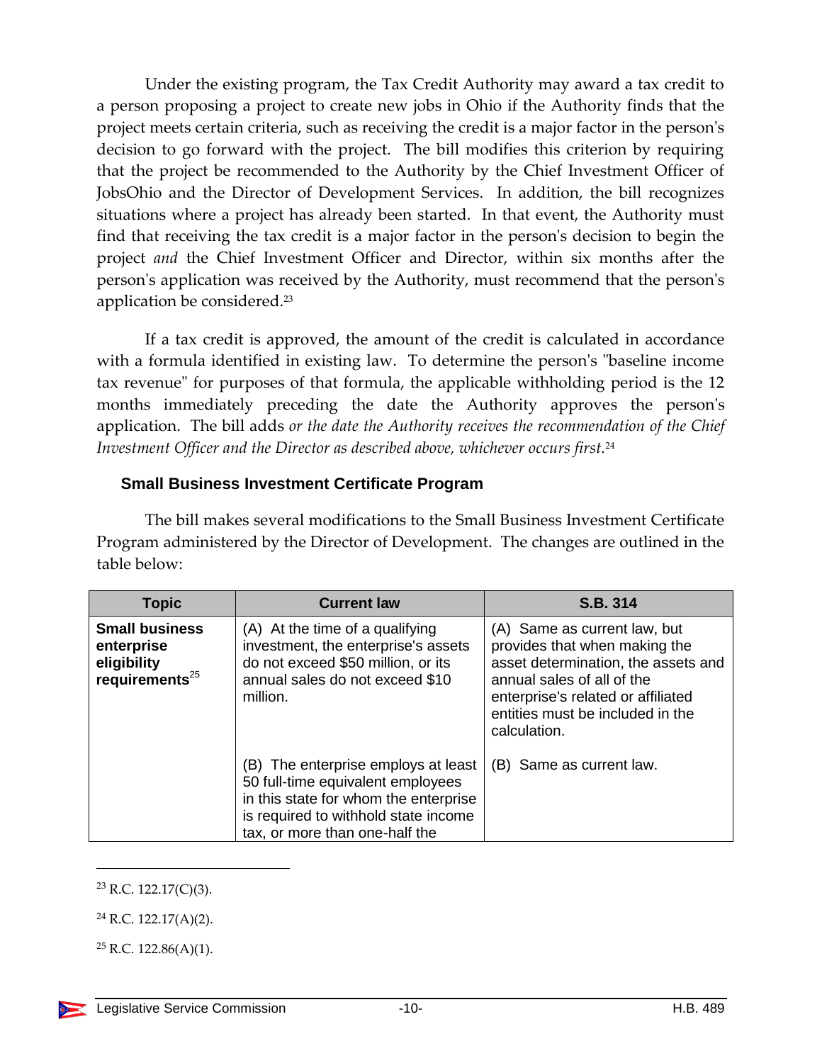Under the existing program, the Tax Credit Authority may award a tax credit to a person proposing a project to create new jobs in Ohio if the Authority finds that the project meets certain criteria, such as receiving the credit is a major factor in the person's decision to go forward with the project. The bill modifies this criterion by requiring that the project be recommended to the Authority by the Chief Investment Officer of JobsOhio and the Director of Development Services. In addition, the bill recognizes situations where a project has already been started. In that event, the Authority must find that receiving the tax credit is a major factor in the person's decision to begin the project *and* the Chief Investment Officer and Director, within six months after the person's application was received by the Authority, must recommend that the person's application be considered.[23]

If a tax credit is approved, the amount of the credit is calculated in accordance with a formula identified in existing law. To determine the person's "baseline income tax revenue" for purposes of that formula, the applicable withholding period is the 12 months immediately preceding the date the Authority approves the person's application. The bill adds *or the date the Authority receives the recommendation of the Chief Investment Officer and the Director as described above, whichever occurs first.*[24]

### Small Business Investment Certificate Program

The bill makes several modifications to the Small Business Investment Certificate Program administered by the Director of Development. The changes are outlined in the table below:

| Topic | Current law | S.B. 314 |
|---|---|---|
| **Small business enterprise eligibility requirements**[25] | (A) At the time of a qualifying investment, the enterprise's assets do not exceed $50 million, or its annual sales do not exceed $10 million. | (A) Same as current law, but provides that when making the asset determination, the assets and annual sales of all of the enterprise's related or affiliated entities must be included in the calculation. |
| | (B) The enterprise employs at least 50 full-time equivalent employees in this state for whom the enterprise is required to withhold state income tax, or more than one-half the | (B) Same as current law. |

[23] R.C. 122.17(C)(3).

[24] R.C. 122.17(A)(2).

[25] R.C. 122.86(A)(1).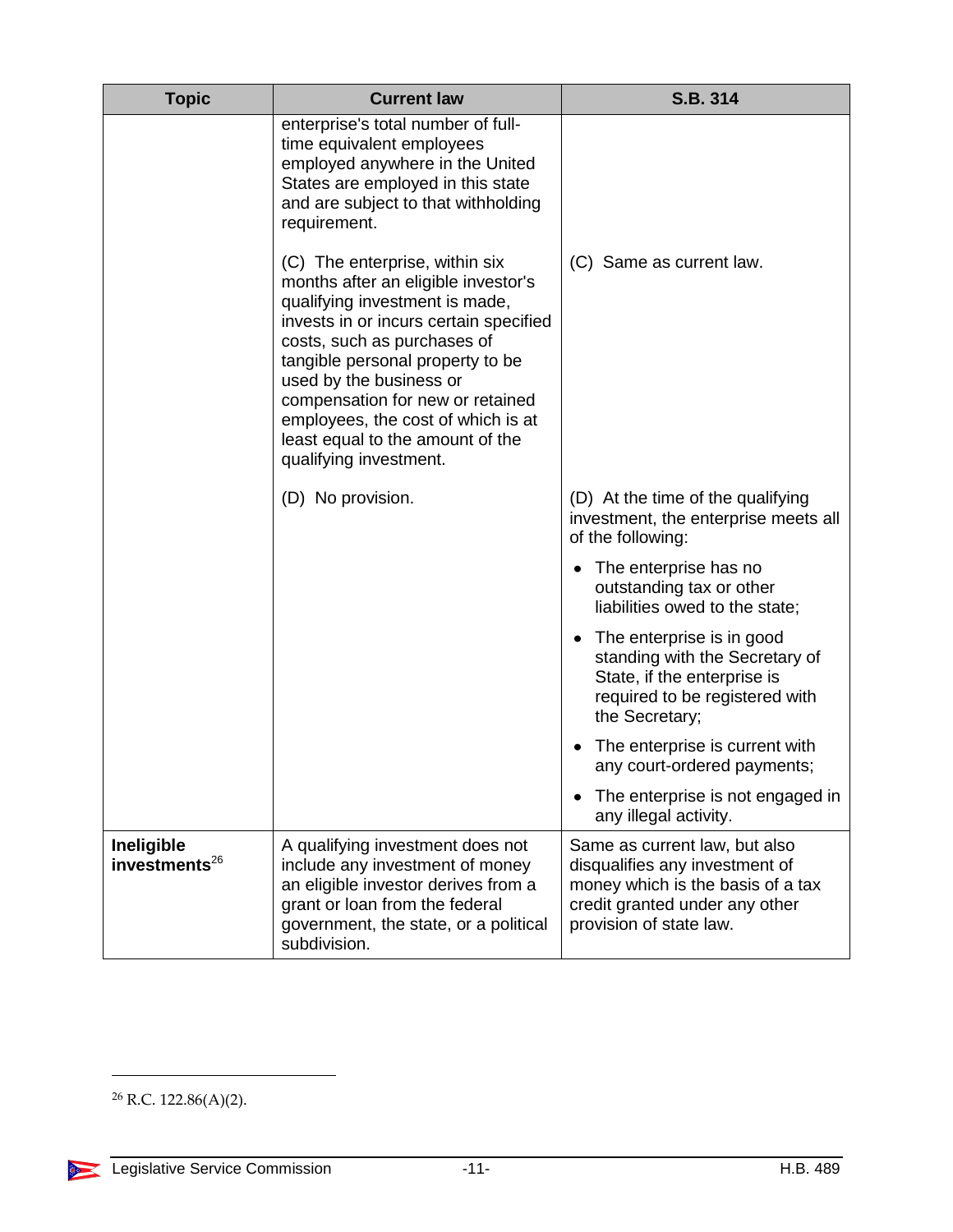| Topic | Current law | S.B. 314 |
|---|---|---|
| | enterprise's total number of full-time equivalent employees employed anywhere in the United States are employed in this state and are subject to that withholding requirement. | |
| | (C) The enterprise, within six months after an eligible investor's qualifying investment is made, invests in or incurs certain specified costs, such as purchases of tangible personal property to be used by the business or compensation for new or retained employees, the cost of which is at least equal to the amount of the qualifying investment. | (C) Same as current law. |
| | (D) No provision. | (D) At the time of the qualifying investment, the enterprise meets all of the following:<br>• The enterprise has no outstanding tax or other liabilities owed to the state;<br>• The enterprise is in good standing with the Secretary of State, if the enterprise is required to be registered with the Secretary;<br>• The enterprise is current with any court-ordered payments;<br>• The enterprise is not engaged in any illegal activity. |
| **Ineligible investments**[26] | A qualifying investment does not include any investment of money an eligible investor derives from a grant or loan from the federal government, the state, or a political subdivision. | Same as current law, but also disqualifies any investment of money which is the basis of a tax credit granted under any other provision of state law. |

[26] R.C. 122.86(A)(2).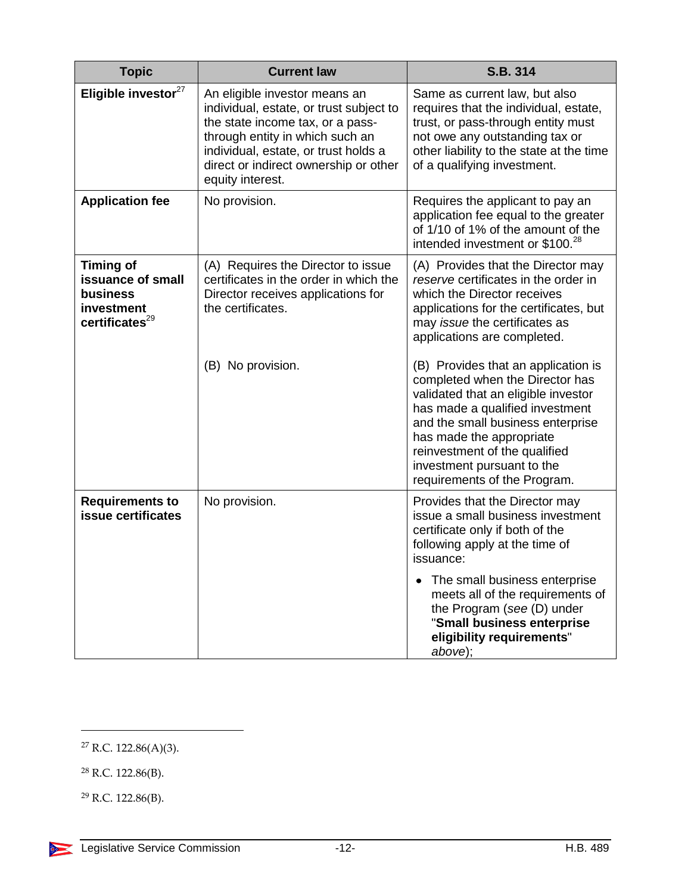| Topic | Current law | S.B. 314 |
|---|---|---|
| **Eligible investor**[27] | An eligible investor means an individual, estate, or trust subject to the state income tax, or a pass-through entity in which such an individual, estate, or trust holds a direct or indirect ownership or other equity interest. | Same as current law, but also requires that the individual, estate, trust, or pass-through entity must not owe any outstanding tax or other liability to the state at the time of a qualifying investment. |
| **Application fee** | No provision. | Requires the applicant to pay an application fee equal to the greater of 1/10 of 1% of the amount of the intended investment or $100.[28] |
| **Timing of issuance of small business investment certificates**[29] | (A) Requires the Director to issue certificates in the order in which the Director receives applications for the certificates. | (A) Provides that the Director may *reserve* certificates in the order in which the Director receives applications for the certificates, but may *issue* the certificates as applications are completed. |
| | (B) No provision. | (B) Provides that an application is completed when the Director has validated that an eligible investor has made a qualified investment and the small business enterprise has made the appropriate reinvestment of the qualified investment pursuant to the requirements of the Program. |
| **Requirements to issue certificates** | No provision. | Provides that the Director may issue a small business investment certificate only if both of the following apply at the time of issuance:<br><br>• The small business enterprise meets all of the requirements of the Program (*see* (D) under "**Small business enterprise eligibility requirements**" *above*); |

[27] R.C. 122.86(A)(3).

[28] R.C. 122.86(B).

[29] R.C. 122.86(B).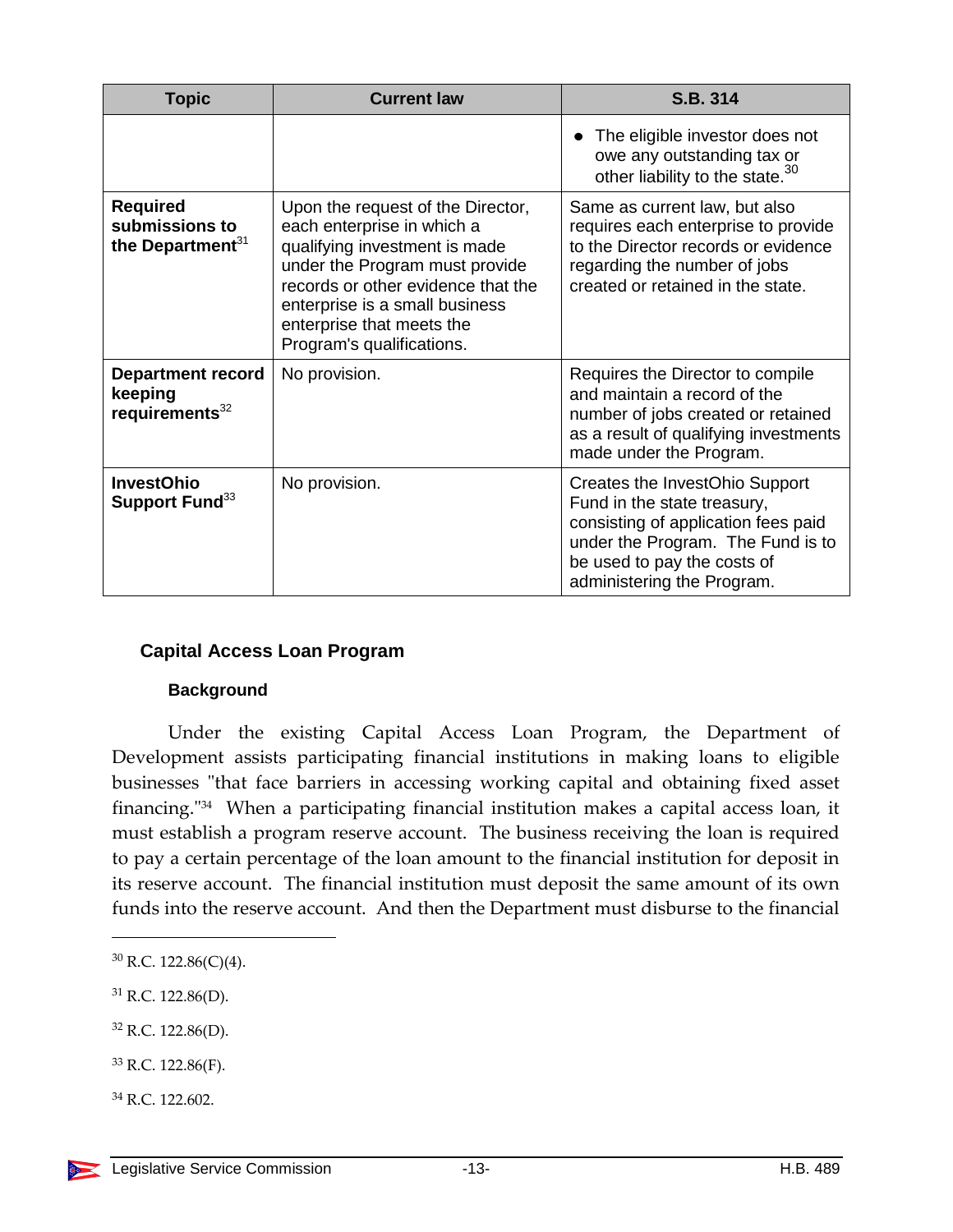| Topic | Current law | S.B. 314 |
|---|---|---|
| | | • The eligible investor does not owe any outstanding tax or other liability to the state.[30] |
| **Required submissions to the Department**[31] | Upon the request of the Director, each enterprise in which a qualifying investment is made under the Program must provide records or other evidence that the enterprise is a small business enterprise that meets the Program's qualifications. | Same as current law, but also requires each enterprise to provide to the Director records or evidence regarding the number of jobs created or retained in the state. |
| **Department record keeping requirements**[32] | No provision. | Requires the Director to compile and maintain a record of the number of jobs created or retained as a result of qualifying investments made under the Program. |
| **InvestOhio Support Fund**[33] | No provision. | Creates the InvestOhio Support Fund in the state treasury, consisting of application fees paid under the Program. The Fund is to be used to pay the costs of administering the Program. |

## Capital Access Loan Program

### Background

Under the existing Capital Access Loan Program, the Department of Development assists participating financial institutions in making loans to eligible businesses "that face barriers in accessing working capital and obtaining fixed asset financing."[34] When a participating financial institution makes a capital access loan, it must establish a program reserve account. The business receiving the loan is required to pay a certain percentage of the loan amount to the financial institution for deposit in its reserve account. The financial institution must deposit the same amount of its own funds into the reserve account. And then the Department must disburse to the financial

---

[30] R.C. 122.86(C)(4).

[31] R.C. 122.86(D).

[32] R.C. 122.86(D).

[33] R.C. 122.86(F).

[34] R.C. 122.602.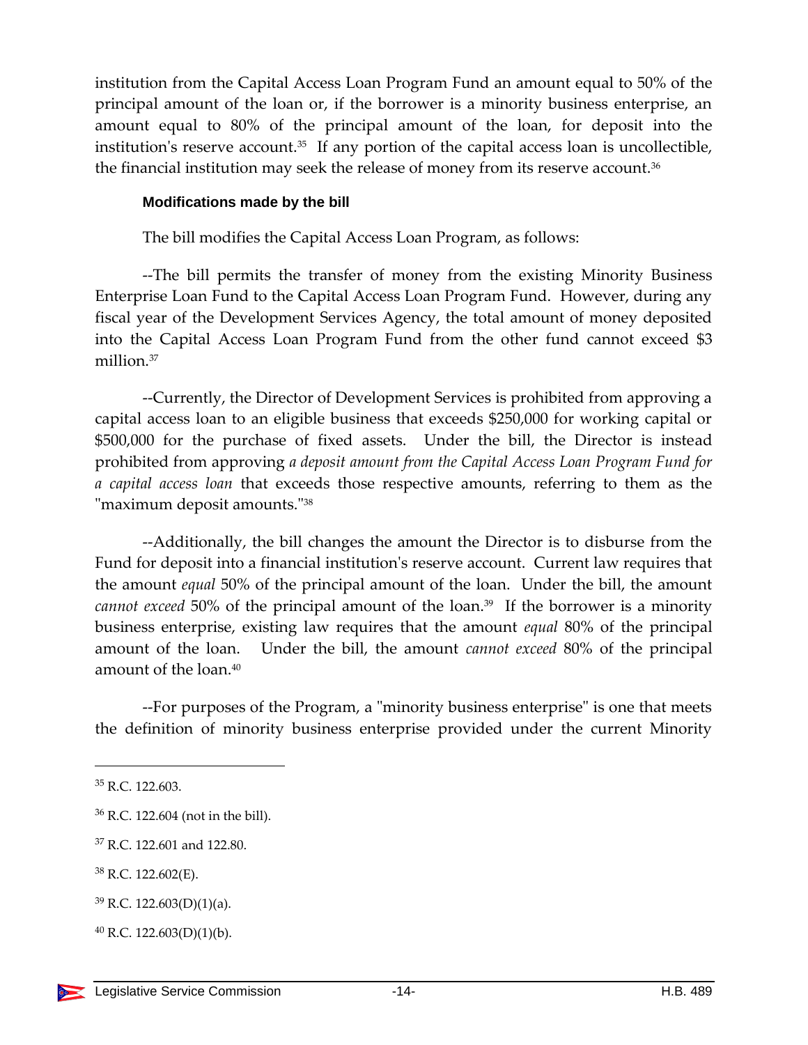institution from the Capital Access Loan Program Fund an amount equal to 50% of the principal amount of the loan or, if the borrower is a minority business enterprise, an amount equal to 80% of the principal amount of the loan, for deposit into the institution's reserve account.[35] If any portion of the capital access loan is uncollectible, the financial institution may seek the release of money from its reserve account.[36]

#### Modifications made by the bill

The bill modifies the Capital Access Loan Program, as follows:

--The bill permits the transfer of money from the existing Minority Business Enterprise Loan Fund to the Capital Access Loan Program Fund. However, during any fiscal year of the Development Services Agency, the total amount of money deposited into the Capital Access Loan Program Fund from the other fund cannot exceed $3 million.[37]

--Currently, the Director of Development Services is prohibited from approving a capital access loan to an eligible business that exceeds $250,000 for working capital or $500,000 for the purchase of fixed assets. Under the bill, the Director is instead prohibited from approving *a deposit amount from the Capital Access Loan Program Fund for a capital access loan* that exceeds those respective amounts, referring to them as the "maximum deposit amounts."[38]

--Additionally, the bill changes the amount the Director is to disburse from the Fund for deposit into a financial institution's reserve account. Current law requires that the amount *equal* 50% of the principal amount of the loan. Under the bill, the amount *cannot exceed* 50% of the principal amount of the loan.[39] If the borrower is a minority business enterprise, existing law requires that the amount *equal* 80% of the principal amount of the loan. Under the bill, the amount *cannot exceed* 80% of the principal amount of the loan.[40]

--For purposes of the Program, a "minority business enterprise" is one that meets the definition of minority business enterprise provided under the current Minority

---

[35] R.C. 122.603.

[36] R.C. 122.604 (not in the bill).

[37] R.C. 122.601 and 122.80.

[38] R.C. 122.602(E).

[39] R.C. 122.603(D)(1)(a).

[40] R.C. 122.603(D)(1)(b).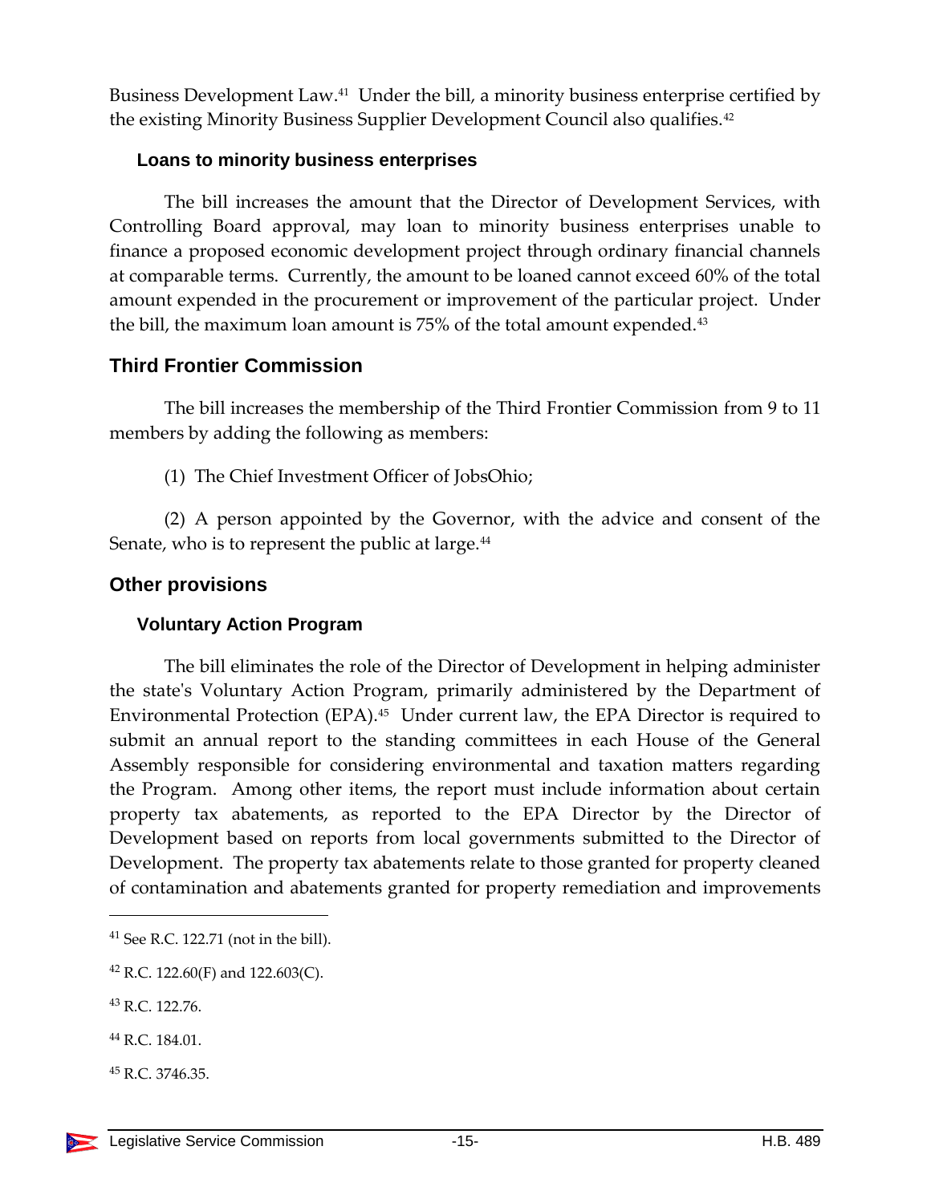Business Development Law.[41] Under the bill, a minority business enterprise certified by the existing Minority Business Supplier Development Council also qualifies.[42]

### Loans to minority business enterprises

The bill increases the amount that the Director of Development Services, with Controlling Board approval, may loan to minority business enterprises unable to finance a proposed economic development project through ordinary financial channels at comparable terms. Currently, the amount to be loaned cannot exceed 60% of the total amount expended in the procurement or improvement of the particular project. Under the bill, the maximum loan amount is 75% of the total amount expended.[43]

## Third Frontier Commission

The bill increases the membership of the Third Frontier Commission from 9 to 11 members by adding the following as members:

(1) The Chief Investment Officer of JobsOhio;

(2) A person appointed by the Governor, with the advice and consent of the Senate, who is to represent the public at large.[44]

## Other provisions

### Voluntary Action Program

The bill eliminates the role of the Director of Development in helping administer the state's Voluntary Action Program, primarily administered by the Department of Environmental Protection (EPA).[45] Under current law, the EPA Director is required to submit an annual report to the standing committees in each House of the General Assembly responsible for considering environmental and taxation matters regarding the Program. Among other items, the report must include information about certain property tax abatements, as reported to the EPA Director by the Director of Development based on reports from local governments submitted to the Director of Development. The property tax abatements relate to those granted for property cleaned of contamination and abatements granted for property remediation and improvements

---

[41] See R.C. 122.71 (not in the bill).

[42] R.C. 122.60(F) and 122.603(C).

[43] R.C. 122.76.

[44] R.C. 184.01.

[45] R.C. 3746.35.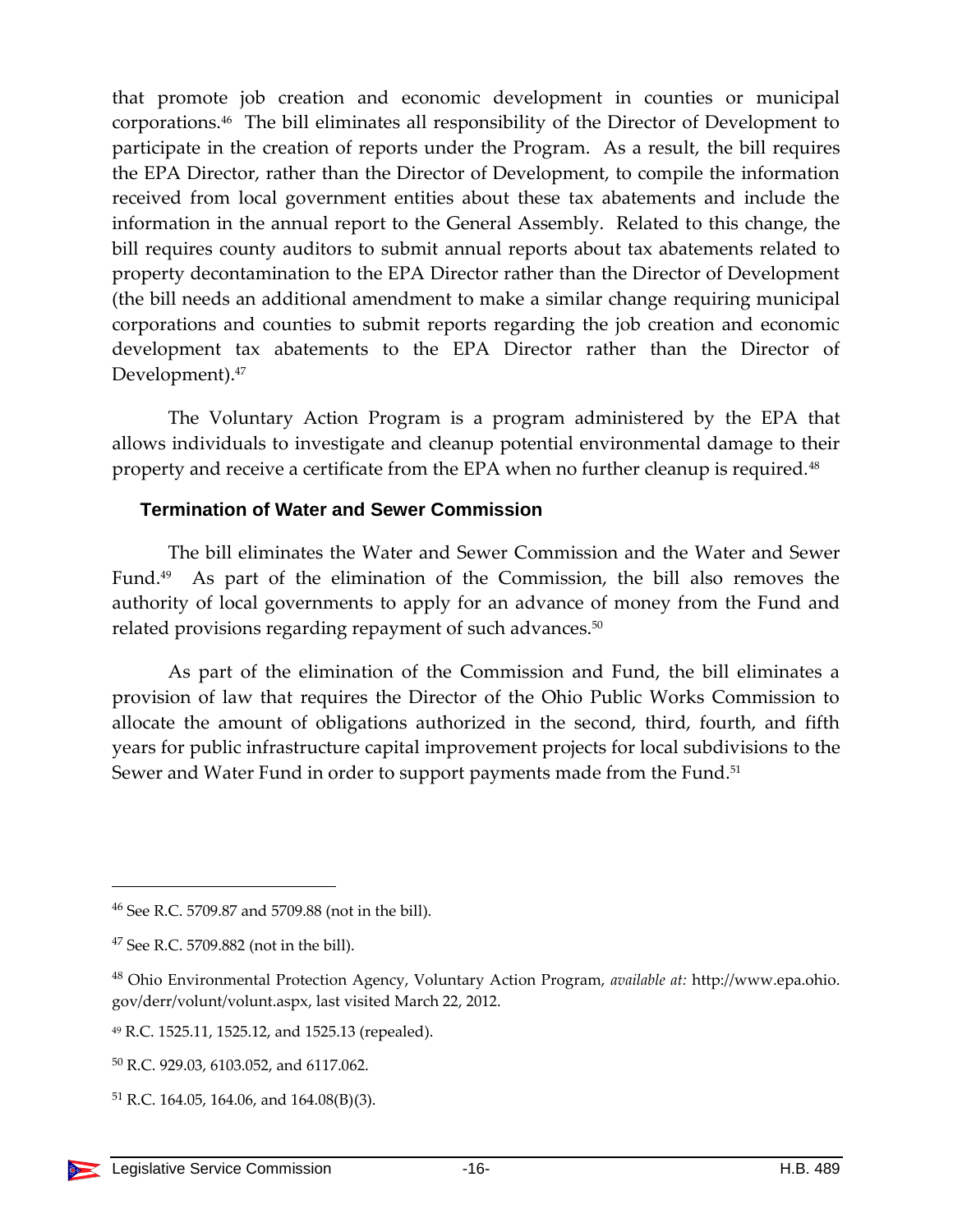that promote job creation and economic development in counties or municipal corporations.[46] The bill eliminates all responsibility of the Director of Development to participate in the creation of reports under the Program. As a result, the bill requires the EPA Director, rather than the Director of Development, to compile the information received from local government entities about these tax abatements and include the information in the annual report to the General Assembly. Related to this change, the bill requires county auditors to submit annual reports about tax abatements related to property decontamination to the EPA Director rather than the Director of Development (the bill needs an additional amendment to make a similar change requiring municipal corporations and counties to submit reports regarding the job creation and economic development tax abatements to the EPA Director rather than the Director of Development).[47]

The Voluntary Action Program is a program administered by the EPA that allows individuals to investigate and cleanup potential environmental damage to their property and receive a certificate from the EPA when no further cleanup is required.[48]

### Termination of Water and Sewer Commission

The bill eliminates the Water and Sewer Commission and the Water and Sewer Fund.[49] As part of the elimination of the Commission, the bill also removes the authority of local governments to apply for an advance of money from the Fund and related provisions regarding repayment of such advances.[50]

As part of the elimination of the Commission and Fund, the bill eliminates a provision of law that requires the Director of the Ohio Public Works Commission to allocate the amount of obligations authorized in the second, third, fourth, and fifth years for public infrastructure capital improvement projects for local subdivisions to the Sewer and Water Fund in order to support payments made from the Fund.[51]

---

[46] See R.C. 5709.87 and 5709.88 (not in the bill).

[47] See R.C. 5709.882 (not in the bill).

[48] Ohio Environmental Protection Agency, Voluntary Action Program, *available at:* http://www.epa.ohio.gov/derr/volunt/volunt.aspx, last visited March 22, 2012.

[49] R.C. 1525.11, 1525.12, and 1525.13 (repealed).

[50] R.C. 929.03, 6103.052, and 6117.062.

[51] R.C. 164.05, 164.06, and 164.08(B)(3).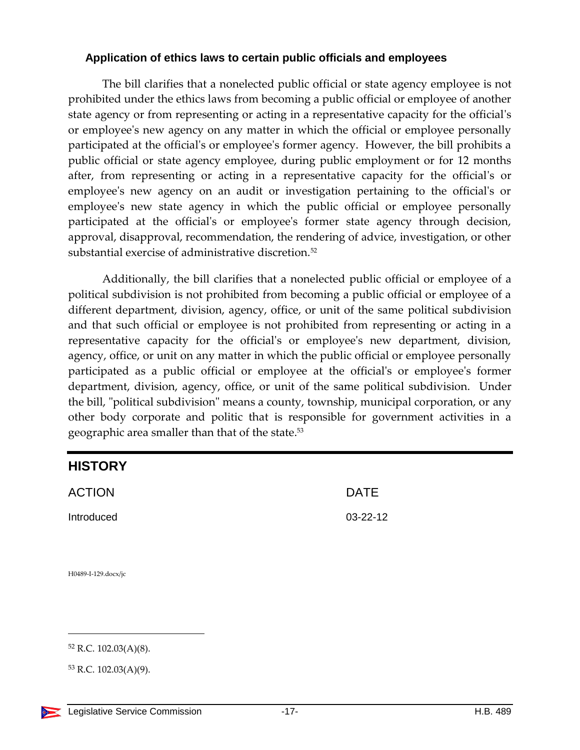### Application of ethics laws to certain public officials and employees

The bill clarifies that a nonelected public official or state agency employee is not prohibited under the ethics laws from becoming a public official or employee of another state agency or from representing or acting in a representative capacity for the official's or employee's new agency on any matter in which the official or employee personally participated at the official's or employee's former agency. However, the bill prohibits a public official or state agency employee, during public employment or for 12 months after, from representing or acting in a representative capacity for the official's or employee's new agency on an audit or investigation pertaining to the official's or employee's new state agency in which the public official or employee personally participated at the official's or employee's former state agency through decision, approval, disapproval, recommendation, the rendering of advice, investigation, or other substantial exercise of administrative discretion.[52]

Additionally, the bill clarifies that a nonelected public official or employee of a political subdivision is not prohibited from becoming a public official or employee of a different department, division, agency, office, or unit of the same political subdivision and that such official or employee is not prohibited from representing or acting in a representative capacity for the official's or employee's new department, division, agency, office, or unit on any matter in which the public official or employee personally participated as a public official or employee at the official's or employee's former department, division, agency, office, or unit of the same political subdivision. Under the bill, "political subdivision" means a county, township, municipal corporation, or any other body corporate and politic that is responsible for government activities in a geographic area smaller than that of the state.[53]

## HISTORY

| ACTION | DATE |
|---|---|
| Introduced | 03-22-12 |

H0489-I-129.docx/jc

[52] R.C. 102.03(A)(8).

[53] R.C. 102.03(A)(9).